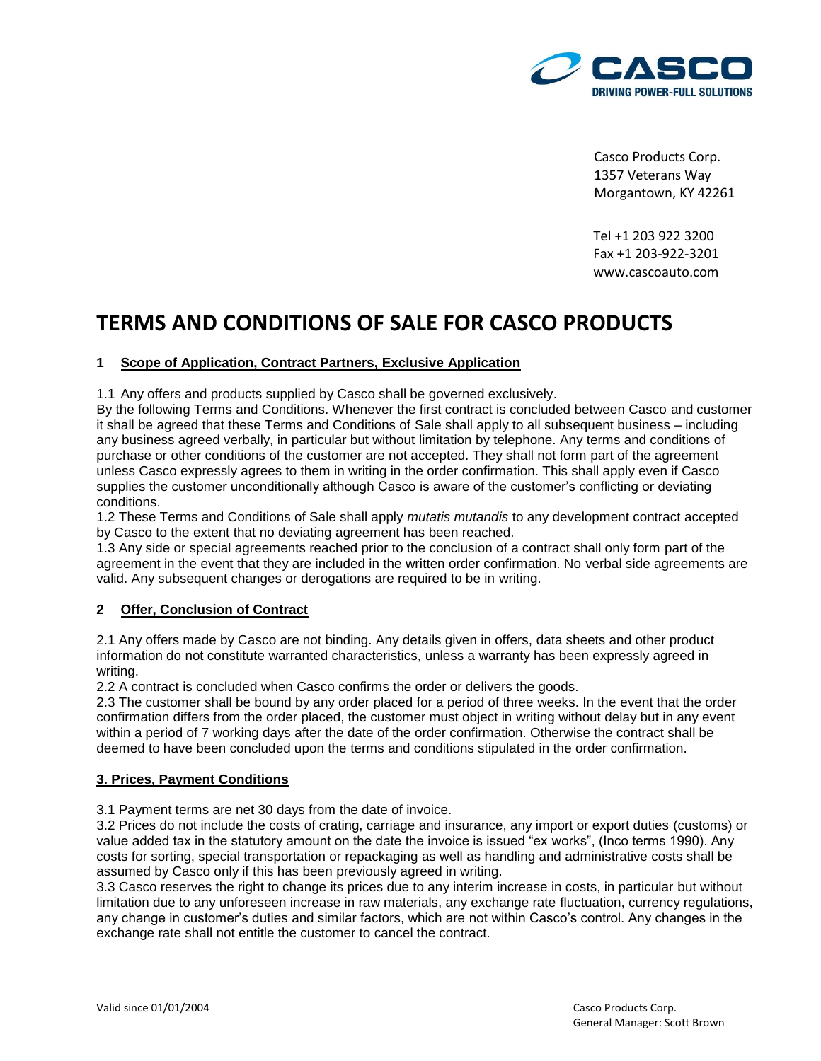Casco Products Corp.
1357 Veterans Way
Morgantown, KY 42261

Tel +1 203 922 3200
Fax +1 203-922-3201
www.cascoauto.com

# TERMS AND CONDITIONS OF SALE FOR CASCO PRODUCTS

## 1 Scope of Application, Contract Partners, Exclusive Application

1.1 Any offers and products supplied by Casco shall be governed exclusively.
By the following Terms and Conditions. Whenever the first contract is concluded between Casco and customer it shall be agreed that these Terms and Conditions of Sale shall apply to all subsequent business – including any business agreed verbally, in particular but without limitation by telephone. Any terms and conditions of purchase or other conditions of the customer are not accepted. They shall not form part of the agreement unless Casco expressly agrees to them in writing in the order confirmation. This shall apply even if Casco supplies the customer unconditionally although Casco is aware of the customer's conflicting or deviating conditions.
1.2 These Terms and Conditions of Sale shall apply *mutatis mutandis* to any development contract accepted by Casco to the extent that no deviating agreement has been reached.
1.3 Any side or special agreements reached prior to the conclusion of a contract shall only form part of the agreement in the event that they are included in the written order confirmation. No verbal side agreements are valid. Any subsequent changes or derogations are required to be in writing.

## 2 Offer, Conclusion of Contract

2.1 Any offers made by Casco are not binding. Any details given in offers, data sheets and other product information do not constitute warranted characteristics, unless a warranty has been expressly agreed in writing.
2.2 A contract is concluded when Casco confirms the order or delivers the goods.
2.3 The customer shall be bound by any order placed for a period of three weeks. In the event that the order confirmation differs from the order placed, the customer must object in writing without delay but in any event within a period of 7 working days after the date of the order confirmation. Otherwise the contract shall be deemed to have been concluded upon the terms and conditions stipulated in the order confirmation.

## 3. Prices, Payment Conditions

3.1 Payment terms are net 30 days from the date of invoice.
3.2 Prices do not include the costs of crating, carriage and insurance, any import or export duties (customs) or value added tax in the statutory amount on the date the invoice is issued "ex works", (Inco terms 1990). Any costs for sorting, special transportation or repackaging as well as handling and administrative costs shall be assumed by Casco only if this has been previously agreed in writing.
3.3 Casco reserves the right to change its prices due to any interim increase in costs, in particular but without limitation due to any unforeseen increase in raw materials, any exchange rate fluctuation, currency regulations, any change in customer's duties and similar factors, which are not within Casco's control. Any changes in the exchange rate shall not entitle the customer to cancel the contract.

Valid since 01/01/2004

Casco Products Corp.
General Manager: Scott Brown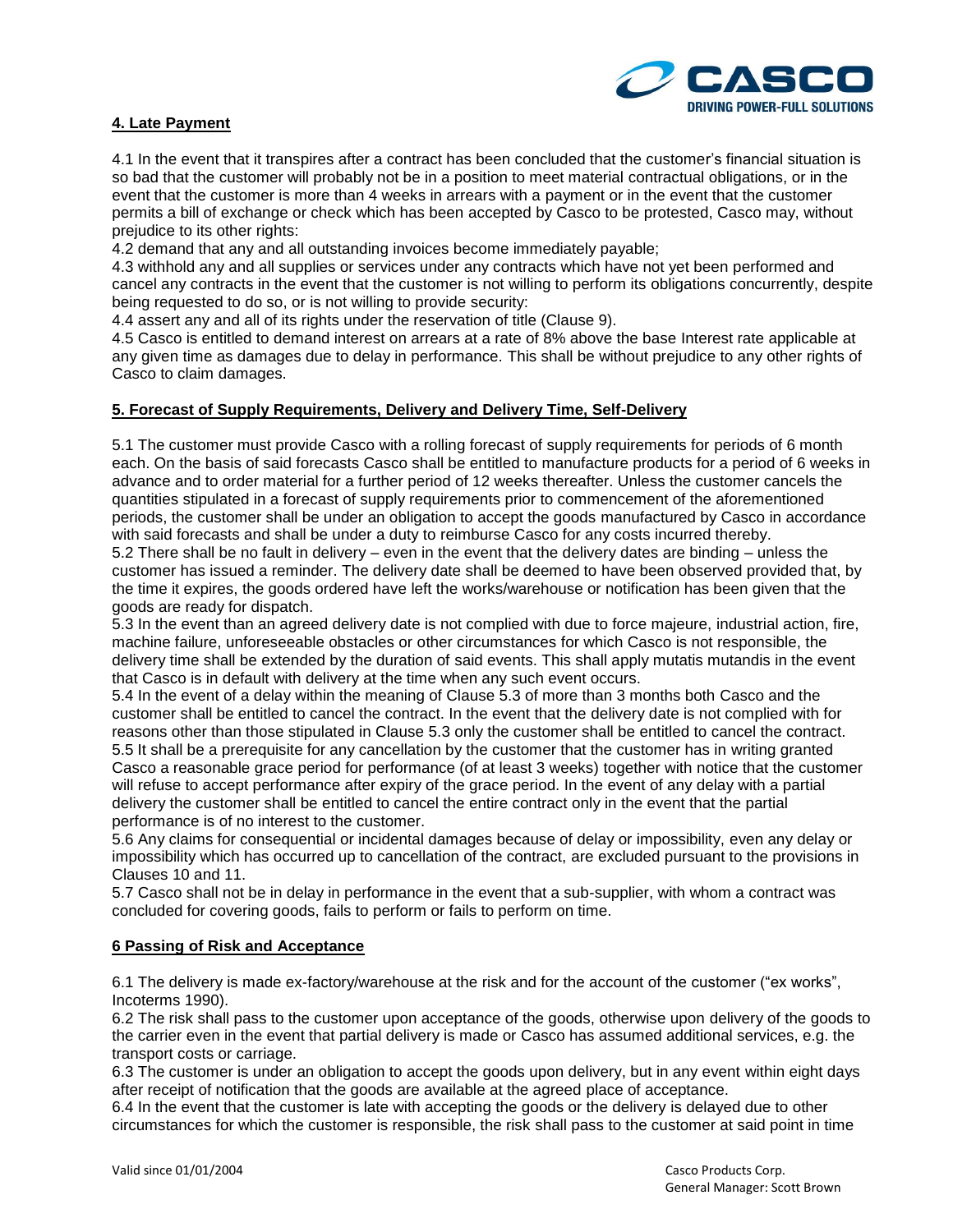## 4. Late Payment

4.1 In the event that it transpires after a contract has been concluded that the customer's financial situation is so bad that the customer will probably not be in a position to meet material contractual obligations, or in the event that the customer is more than 4 weeks in arrears with a payment or in the event that the customer permits a bill of exchange or check which has been accepted by Casco to be protested, Casco may, without prejudice to its other rights:

4.2 demand that any and all outstanding invoices become immediately payable;

4.3 withhold any and all supplies or services under any contracts which have not yet been performed and cancel any contracts in the event that the customer is not willing to perform its obligations concurrently, despite being requested to do so, or is not willing to provide security:

4.4 assert any and all of its rights under the reservation of title (Clause 9).

4.5 Casco is entitled to demand interest on arrears at a rate of 8% above the base Interest rate applicable at any given time as damages due to delay in performance. This shall be without prejudice to any other rights of Casco to claim damages.

## 5. Forecast of Supply Requirements, Delivery and Delivery Time, Self-Delivery

5.1 The customer must provide Casco with a rolling forecast of supply requirements for periods of 6 month each. On the basis of said forecasts Casco shall be entitled to manufacture products for a period of 6 weeks in advance and to order material for a further period of 12 weeks thereafter. Unless the customer cancels the quantities stipulated in a forecast of supply requirements prior to commencement of the aforementioned periods, the customer shall be under an obligation to accept the goods manufactured by Casco in accordance with said forecasts and shall be under a duty to reimburse Casco for any costs incurred thereby.

5.2 There shall be no fault in delivery – even in the event that the delivery dates are binding – unless the customer has issued a reminder. The delivery date shall be deemed to have been observed provided that, by the time it expires, the goods ordered have left the works/warehouse or notification has been given that the goods are ready for dispatch.

5.3 In the event than an agreed delivery date is not complied with due to force majeure, industrial action, fire, machine failure, unforeseeable obstacles or other circumstances for which Casco is not responsible, the delivery time shall be extended by the duration of said events. This shall apply mutatis mutandis in the event that Casco is in default with delivery at the time when any such event occurs.

5.4 In the event of a delay within the meaning of Clause 5.3 of more than 3 months both Casco and the customer shall be entitled to cancel the contract. In the event that the delivery date is not complied with for reasons other than those stipulated in Clause 5.3 only the customer shall be entitled to cancel the contract.

5.5 It shall be a prerequisite for any cancellation by the customer that the customer has in writing granted Casco a reasonable grace period for performance (of at least 3 weeks) together with notice that the customer will refuse to accept performance after expiry of the grace period. In the event of any delay with a partial delivery the customer shall be entitled to cancel the entire contract only in the event that the partial performance is of no interest to the customer.

5.6 Any claims for consequential or incidental damages because of delay or impossibility, even any delay or impossibility which has occurred up to cancellation of the contract, are excluded pursuant to the provisions in Clauses 10 and 11.

5.7 Casco shall not be in delay in performance in the event that a sub-supplier, with whom a contract was concluded for covering goods, fails to perform or fails to perform on time.

## 6 Passing of Risk and Acceptance

6.1 The delivery is made ex-factory/warehouse at the risk and for the account of the customer ("ex works", Incoterms 1990).

6.2 The risk shall pass to the customer upon acceptance of the goods, otherwise upon delivery of the goods to the carrier even in the event that partial delivery is made or Casco has assumed additional services, e.g. the transport costs or carriage.

6.3 The customer is under an obligation to accept the goods upon delivery, but in any event within eight days after receipt of notification that the goods are available at the agreed place of acceptance.

6.4 In the event that the customer is late with accepting the goods or the delivery is delayed due to other circumstances for which the customer is responsible, the risk shall pass to the customer at said point in time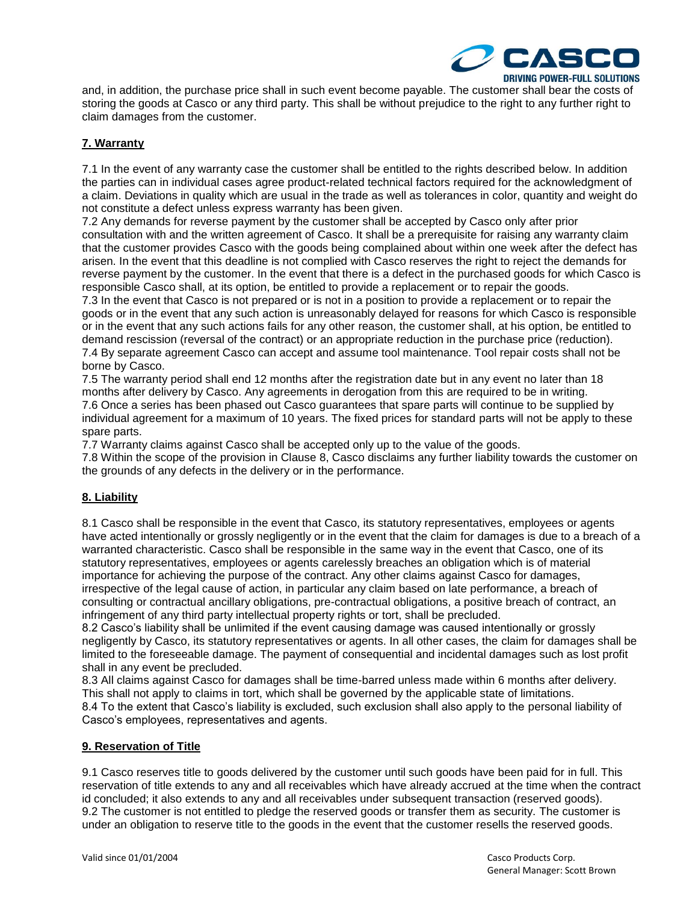and, in addition, the purchase price shall in such event become payable. The customer shall bear the costs of storing the goods at Casco or any third party. This shall be without prejudice to the right to any further right to claim damages from the customer.

## 7. Warranty

7.1 In the event of any warranty case the customer shall be entitled to the rights described below. In addition the parties can in individual cases agree product-related technical factors required for the acknowledgment of a claim. Deviations in quality which are usual in the trade as well as tolerances in color, quantity and weight do not constitute a defect unless express warranty has been given.

7.2 Any demands for reverse payment by the customer shall be accepted by Casco only after prior consultation with and the written agreement of Casco. It shall be a prerequisite for raising any warranty claim that the customer provides Casco with the goods being complained about within one week after the defect has arisen. In the event that this deadline is not complied with Casco reserves the right to reject the demands for reverse payment by the customer. In the event that there is a defect in the purchased goods for which Casco is responsible Casco shall, at its option, be entitled to provide a replacement or to repair the goods.

7.3 In the event that Casco is not prepared or is not in a position to provide a replacement or to repair the goods or in the event that any such action is unreasonably delayed for reasons for which Casco is responsible or in the event that any such actions fails for any other reason, the customer shall, at his option, be entitled to demand rescission (reversal of the contract) or an appropriate reduction in the purchase price (reduction).

7.4 By separate agreement Casco can accept and assume tool maintenance. Tool repair costs shall not be borne by Casco.

7.5 The warranty period shall end 12 months after the registration date but in any event no later than 18 months after delivery by Casco. Any agreements in derogation from this are required to be in writing.

7.6 Once a series has been phased out Casco guarantees that spare parts will continue to be supplied by individual agreement for a maximum of 10 years. The fixed prices for standard parts will not be apply to these spare parts.

7.7 Warranty claims against Casco shall be accepted only up to the value of the goods.

7.8 Within the scope of the provision in Clause 8, Casco disclaims any further liability towards the customer on the grounds of any defects in the delivery or in the performance.

## 8. Liability

8.1 Casco shall be responsible in the event that Casco, its statutory representatives, employees or agents have acted intentionally or grossly negligently or in the event that the claim for damages is due to a breach of a warranted characteristic. Casco shall be responsible in the same way in the event that Casco, one of its statutory representatives, employees or agents carelessly breaches an obligation which is of material importance for achieving the purpose of the contract. Any other claims against Casco for damages, irrespective of the legal cause of action, in particular any claim based on late performance, a breach of consulting or contractual ancillary obligations, pre-contractual obligations, a positive breach of contract, an infringement of any third party intellectual property rights or tort, shall be precluded.

8.2 Casco's liability shall be unlimited if the event causing damage was caused intentionally or grossly negligently by Casco, its statutory representatives or agents. In all other cases, the claim for damages shall be limited to the foreseeable damage. The payment of consequential and incidental damages such as lost profit shall in any event be precluded.

8.3 All claims against Casco for damages shall be time-barred unless made within 6 months after delivery. This shall not apply to claims in tort, which shall be governed by the applicable state of limitations.

8.4 To the extent that Casco's liability is excluded, such exclusion shall also apply to the personal liability of Casco's employees, representatives and agents.

## 9. Reservation of Title

9.1 Casco reserves title to goods delivered by the customer until such goods have been paid for in full. This reservation of title extends to any and all receivables which have already accrued at the time when the contract id concluded; it also extends to any and all receivables under subsequent transaction (reserved goods).

9.2 The customer is not entitled to pledge the reserved goods or transfer them as security. The customer is under an obligation to reserve title to the goods in the event that the customer resells the reserved goods.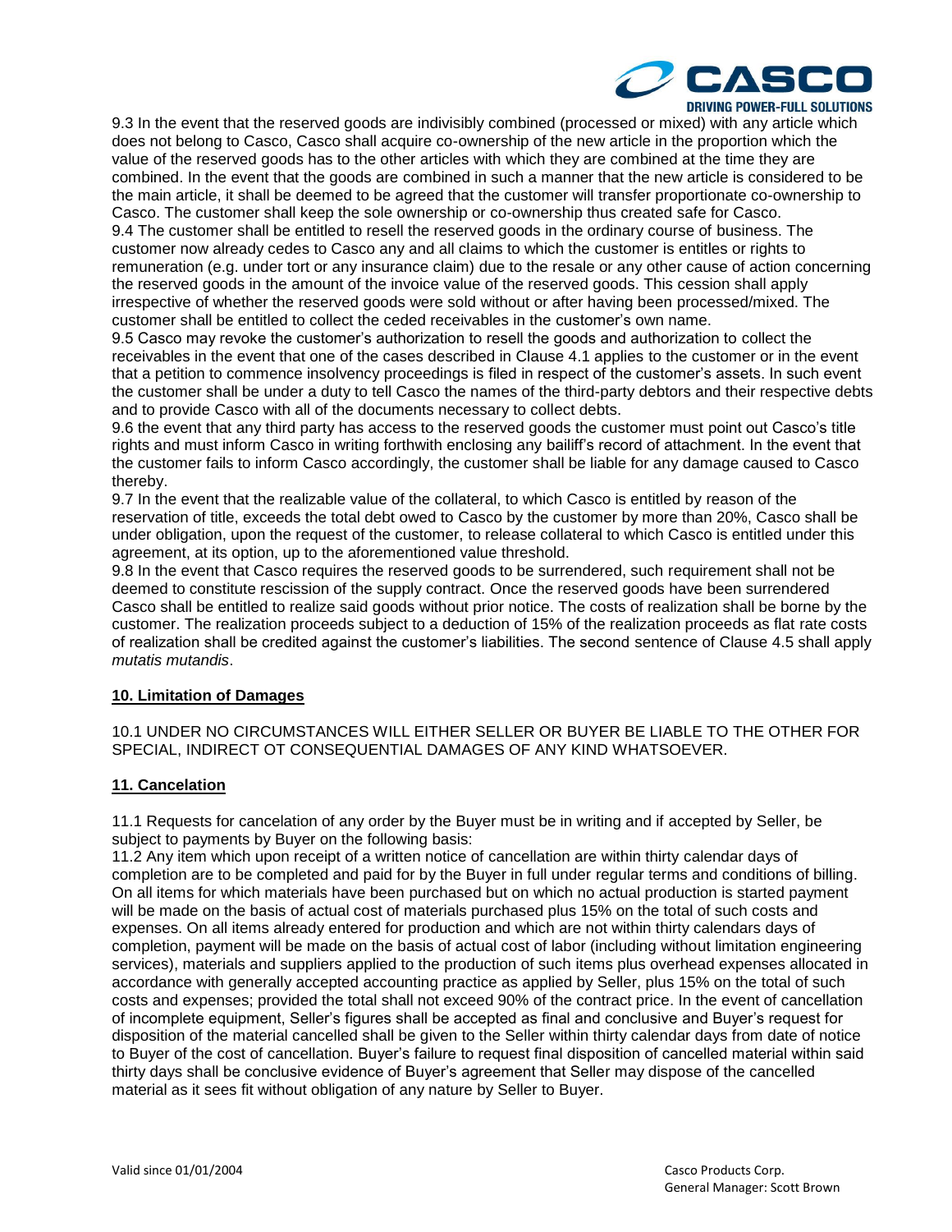9.3 In the event that the reserved goods are indivisibly combined (processed or mixed) with any article which does not belong to Casco, Casco shall acquire co-ownership of the new article in the proportion which the value of the reserved goods has to the other articles with which they are combined at the time they are combined. In the event that the goods are combined in such a manner that the new article is considered to be the main article, it shall be deemed to be agreed that the customer will transfer proportionate co-ownership to Casco. The customer shall keep the sole ownership or co-ownership thus created safe for Casco.

9.4 The customer shall be entitled to resell the reserved goods in the ordinary course of business. The customer now already cedes to Casco any and all claims to which the customer is entitles or rights to remuneration (e.g. under tort or any insurance claim) due to the resale or any other cause of action concerning the reserved goods in the amount of the invoice value of the reserved goods. This cession shall apply irrespective of whether the reserved goods were sold without or after having been processed/mixed. The customer shall be entitled to collect the ceded receivables in the customer's own name.

9.5 Casco may revoke the customer's authorization to resell the goods and authorization to collect the receivables in the event that one of the cases described in Clause 4.1 applies to the customer or in the event that a petition to commence insolvency proceedings is filed in respect of the customer's assets. In such event the customer shall be under a duty to tell Casco the names of the third-party debtors and their respective debts and to provide Casco with all of the documents necessary to collect debts.

9.6 the event that any third party has access to the reserved goods the customer must point out Casco's title rights and must inform Casco in writing forthwith enclosing any bailiff's record of attachment. In the event that the customer fails to inform Casco accordingly, the customer shall be liable for any damage caused to Casco thereby.

9.7 In the event that the realizable value of the collateral, to which Casco is entitled by reason of the reservation of title, exceeds the total debt owed to Casco by the customer by more than 20%, Casco shall be under obligation, upon the request of the customer, to release collateral to which Casco is entitled under this agreement, at its option, up to the aforementioned value threshold.

9.8 In the event that Casco requires the reserved goods to be surrendered, such requirement shall not be deemed to constitute rescission of the supply contract. Once the reserved goods have been surrendered Casco shall be entitled to realize said goods without prior notice. The costs of realization shall be borne by the customer. The realization proceeds subject to a deduction of 15% of the realization proceeds as flat rate costs of realization shall be credited against the customer's liabilities. The second sentence of Clause 4.5 shall apply *mutatis mutandis*.

## 10. Limitation of Damages

10.1 UNDER NO CIRCUMSTANCES WILL EITHER SELLER OR BUYER BE LIABLE TO THE OTHER FOR SPECIAL, INDIRECT OT CONSEQUENTIAL DAMAGES OF ANY KIND WHATSOEVER.

## 11. Cancelation

11.1 Requests for cancelation of any order by the Buyer must be in writing and if accepted by Seller, be subject to payments by Buyer on the following basis:

11.2 Any item which upon receipt of a written notice of cancellation are within thirty calendar days of completion are to be completed and paid for by the Buyer in full under regular terms and conditions of billing. On all items for which materials have been purchased but on which no actual production is started payment will be made on the basis of actual cost of materials purchased plus 15% on the total of such costs and expenses. On all items already entered for production and which are not within thirty calendars days of completion, payment will be made on the basis of actual cost of labor (including without limitation engineering services), materials and suppliers applied to the production of such items plus overhead expenses allocated in accordance with generally accepted accounting practice as applied by Seller, plus 15% on the total of such costs and expenses; provided the total shall not exceed 90% of the contract price. In the event of cancellation of incomplete equipment, Seller's figures shall be accepted as final and conclusive and Buyer's request for disposition of the material cancelled shall be given to the Seller within thirty calendar days from date of notice to Buyer of the cost of cancellation. Buyer's failure to request final disposition of cancelled material within said thirty days shall be conclusive evidence of Buyer's agreement that Seller may dispose of the cancelled material as it sees fit without obligation of any nature by Seller to Buyer.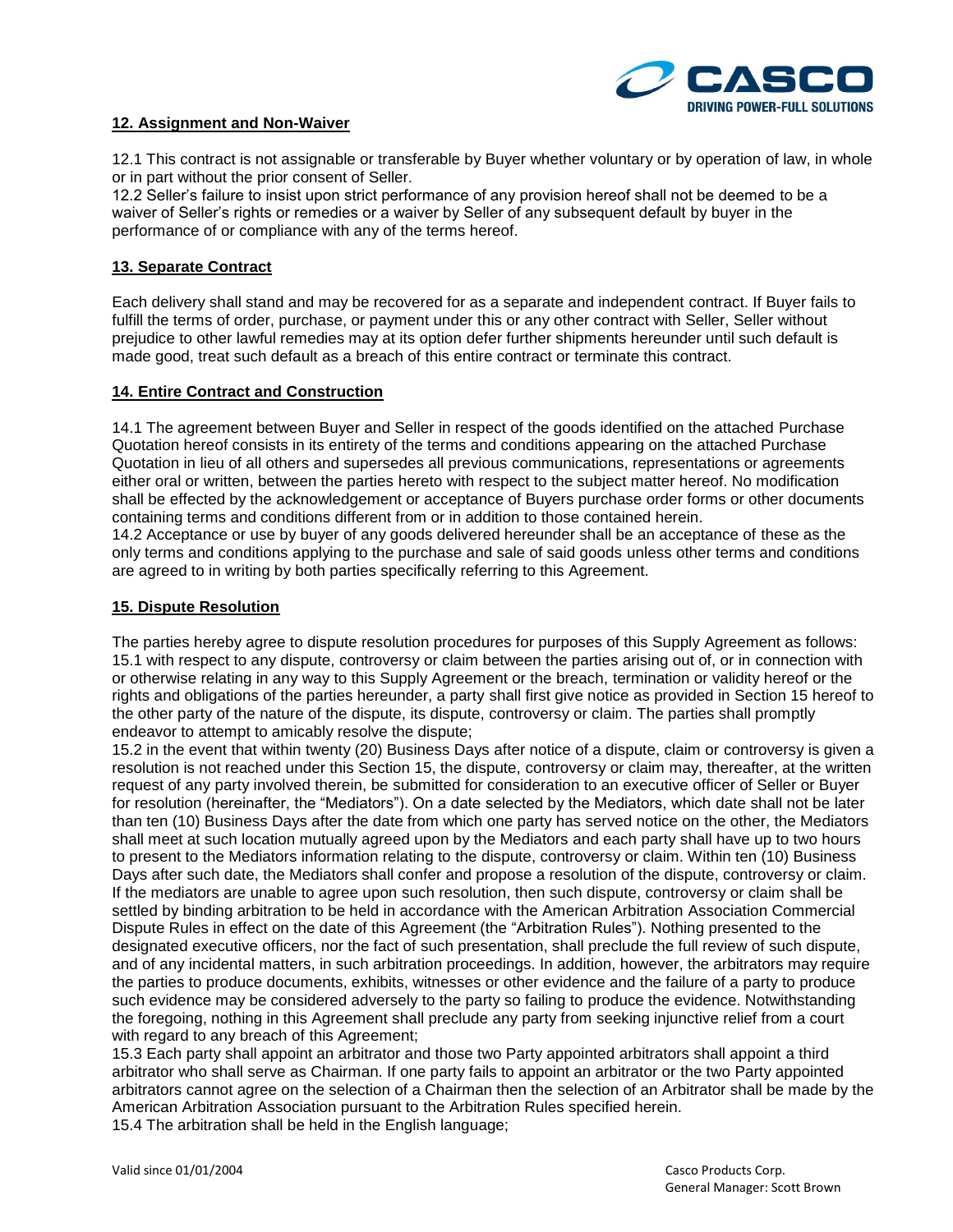## 12. Assignment and Non-Waiver

12.1 This contract is not assignable or transferable by Buyer whether voluntary or by operation of law, in whole or in part without the prior consent of Seller.
12.2 Seller's failure to insist upon strict performance of any provision hereof shall not be deemed to be a waiver of Seller's rights or remedies or a waiver by Seller of any subsequent default by buyer in the performance of or compliance with any of the terms hereof.

## 13. Separate Contract

Each delivery shall stand and may be recovered for as a separate and independent contract. If Buyer fails to fulfill the terms of order, purchase, or payment under this or any other contract with Seller, Seller without prejudice to other lawful remedies may at its option defer further shipments hereunder until such default is made good, treat such default as a breach of this entire contract or terminate this contract.

## 14. Entire Contract and Construction

14.1 The agreement between Buyer and Seller in respect of the goods identified on the attached Purchase Quotation hereof consists in its entirety of the terms and conditions appearing on the attached Purchase Quotation in lieu of all others and supersedes all previous communications, representations or agreements either oral or written, between the parties hereto with respect to the subject matter hereof. No modification shall be effected by the acknowledgement or acceptance of Buyers purchase order forms or other documents containing terms and conditions different from or in addition to those contained herein.
14.2 Acceptance or use by buyer of any goods delivered hereunder shall be an acceptance of these as the only terms and conditions applying to the purchase and sale of said goods unless other terms and conditions are agreed to in writing by both parties specifically referring to this Agreement.

## 15. Dispute Resolution

The parties hereby agree to dispute resolution procedures for purposes of this Supply Agreement as follows:
15.1 with respect to any dispute, controversy or claim between the parties arising out of, or in connection with or otherwise relating in any way to this Supply Agreement or the breach, termination or validity hereof or the rights and obligations of the parties hereunder, a party shall first give notice as provided in Section 15 hereof to the other party of the nature of the dispute, its dispute, controversy or claim. The parties shall promptly endeavor to attempt to amicably resolve the dispute;
15.2 in the event that within twenty (20) Business Days after notice of a dispute, claim or controversy is given a resolution is not reached under this Section 15, the dispute, controversy or claim may, thereafter, at the written request of any party involved therein, be submitted for consideration to an executive officer of Seller or Buyer for resolution (hereinafter, the "Mediators"). On a date selected by the Mediators, which date shall not be later than ten (10) Business Days after the date from which one party has served notice on the other, the Mediators shall meet at such location mutually agreed upon by the Mediators and each party shall have up to two hours to present to the Mediators information relating to the dispute, controversy or claim. Within ten (10) Business Days after such date, the Mediators shall confer and propose a resolution of the dispute, controversy or claim. If the mediators are unable to agree upon such resolution, then such dispute, controversy or claim shall be settled by binding arbitration to be held in accordance with the American Arbitration Association Commercial Dispute Rules in effect on the date of this Agreement (the "Arbitration Rules"). Nothing presented to the designated executive officers, nor the fact of such presentation, shall preclude the full review of such dispute, and of any incidental matters, in such arbitration proceedings. In addition, however, the arbitrators may require the parties to produce documents, exhibits, witnesses or other evidence and the failure of a party to produce such evidence may be considered adversely to the party so failing to produce the evidence. Notwithstanding the foregoing, nothing in this Agreement shall preclude any party from seeking injunctive relief from a court with regard to any breach of this Agreement;
15.3 Each party shall appoint an arbitrator and those two Party appointed arbitrators shall appoint a third arbitrator who shall serve as Chairman. If one party fails to appoint an arbitrator or the two Party appointed arbitrators cannot agree on the selection of a Chairman then the selection of an Arbitrator shall be made by the American Arbitration Association pursuant to the Arbitration Rules specified herein.
15.4 The arbitration shall be held in the English language;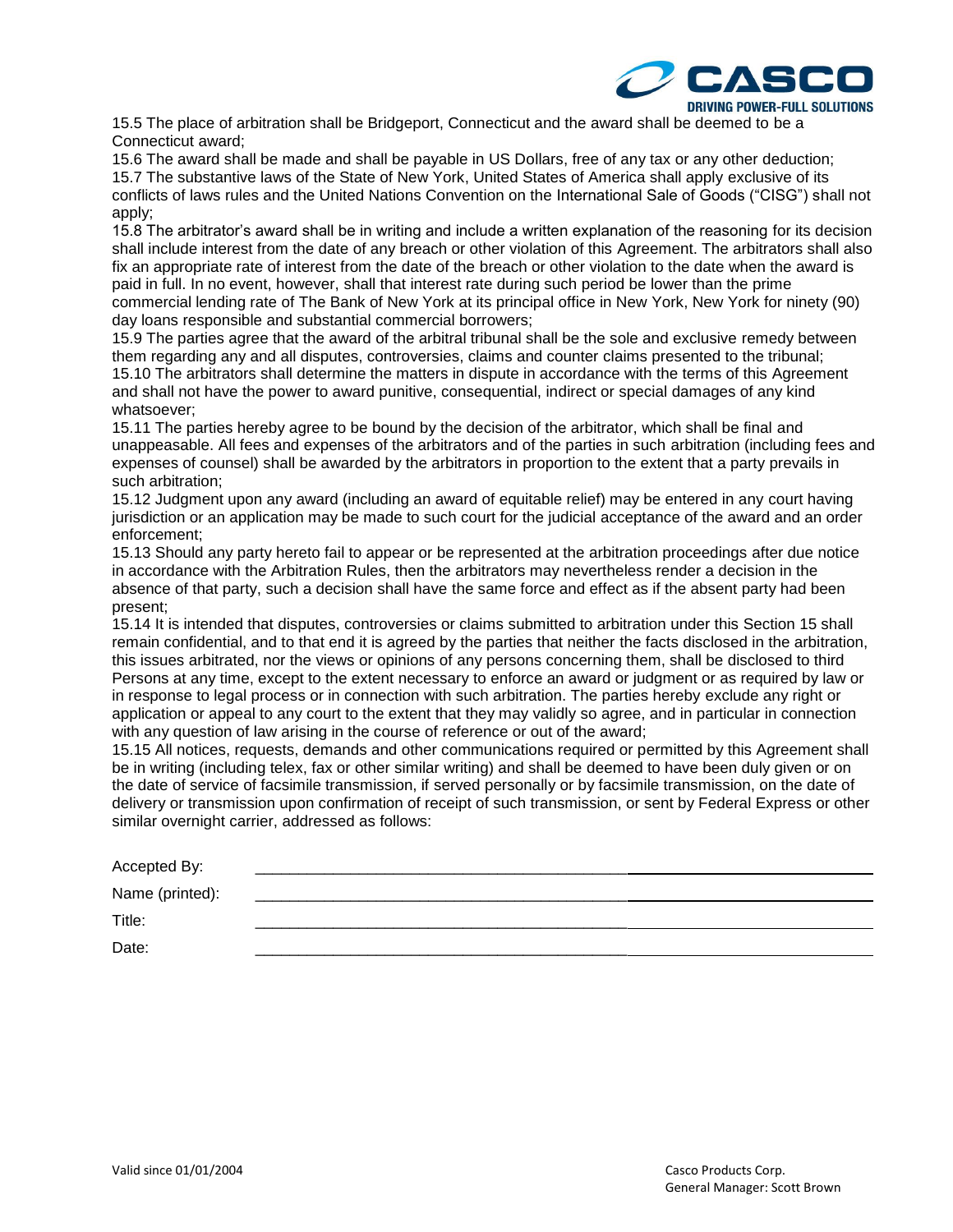15.5 The place of arbitration shall be Bridgeport, Connecticut and the award shall be deemed to be a Connecticut award;

15.6 The award shall be made and shall be payable in US Dollars, free of any tax or any other deduction;

15.7 The substantive laws of the State of New York, United States of America shall apply exclusive of its conflicts of laws rules and the United Nations Convention on the International Sale of Goods ("CISG") shall not apply;

15.8 The arbitrator's award shall be in writing and include a written explanation of the reasoning for its decision shall include interest from the date of any breach or other violation of this Agreement. The arbitrators shall also fix an appropriate rate of interest from the date of the breach or other violation to the date when the award is paid in full. In no event, however, shall that interest rate during such period be lower than the prime commercial lending rate of The Bank of New York at its principal office in New York, New York for ninety (90) day loans responsible and substantial commercial borrowers;

15.9 The parties agree that the award of the arbitral tribunal shall be the sole and exclusive remedy between them regarding any and all disputes, controversies, claims and counter claims presented to the tribunal;

15.10 The arbitrators shall determine the matters in dispute in accordance with the terms of this Agreement and shall not have the power to award punitive, consequential, indirect or special damages of any kind whatsoever;

15.11 The parties hereby agree to be bound by the decision of the arbitrator, which shall be final and unappeasable. All fees and expenses of the arbitrators and of the parties in such arbitration (including fees and expenses of counsel) shall be awarded by the arbitrators in proportion to the extent that a party prevails in such arbitration;

15.12 Judgment upon any award (including an award of equitable relief) may be entered in any court having jurisdiction or an application may be made to such court for the judicial acceptance of the award and an order enforcement;

15.13 Should any party hereto fail to appear or be represented at the arbitration proceedings after due notice in accordance with the Arbitration Rules, then the arbitrators may nevertheless render a decision in the absence of that party, such a decision shall have the same force and effect as if the absent party had been present;

15.14 It is intended that disputes, controversies or claims submitted to arbitration under this Section 15 shall remain confidential, and to that end it is agreed by the parties that neither the facts disclosed in the arbitration, this issues arbitrated, nor the views or opinions of any persons concerning them, shall be disclosed to third Persons at any time, except to the extent necessary to enforce an award or judgment or as required by law or in response to legal process or in connection with such arbitration. The parties hereby exclude any right or application or appeal to any court to the extent that they may validly so agree, and in particular in connection with any question of law arising in the course of reference or out of the award;

15.15 All notices, requests, demands and other communications required or permitted by this Agreement shall be in writing (including telex, fax or other similar writing) and shall be deemed to have been duly given or on the date of service of facsimile transmission, if served personally or by facsimile transmission, on the date of delivery or transmission upon confirmation of receipt of such transmission, or sent by Federal Express or other similar overnight carrier, addressed as follows:

Accepted By: ______________________________

Name (printed): ______________________________

Title: ______________________________

Date: ______________________________

Valid since 01/01/2004

Casco Products Corp.
General Manager: Scott Brown